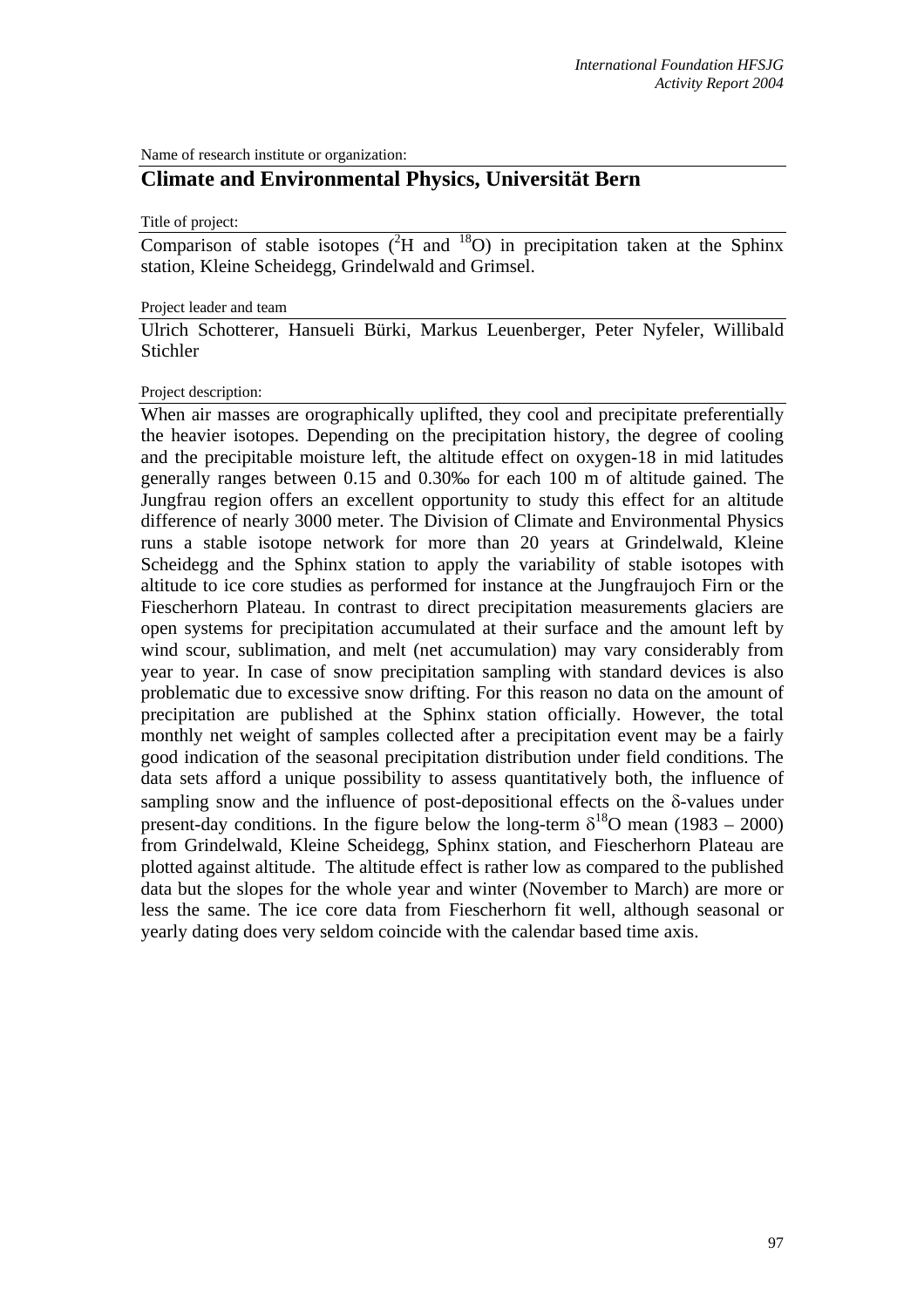Name of research institute or organization:

## Climate and Environmental Physics, Universität Bern

Title of project:

Comparison of stable isotopes ($^2$H and $^{18}$O) in precipitation taken at the Sphinx station, Kleine Scheidegg, Grindelwald and Grimsel.

Project leader and team

Ulrich Schotterer, Hansueli Bürki, Markus Leuenberger, Peter Nyfeler, Willibald Stichler

Project description:

When air masses are orographically uplifted, they cool and precipitate preferentially the heavier isotopes. Depending on the precipitation history, the degree of cooling and the precipitable moisture left, the altitude effect on oxygen-18 in mid latitudes generally ranges between 0.15 and 0.30‰ for each 100 m of altitude gained. The Jungfrau region offers an excellent opportunity to study this effect for an altitude difference of nearly 3000 meter. The Division of Climate and Environmental Physics runs a stable isotope network for more than 20 years at Grindelwald, Kleine Scheidegg and the Sphinx station to apply the variability of stable isotopes with altitude to ice core studies as performed for instance at the Jungfraujoch Firn or the Fiescherhorn Plateau. In contrast to direct precipitation measurements glaciers are open systems for precipitation accumulated at their surface and the amount left by wind scour, sublimation, and melt (net accumulation) may vary considerably from year to year. In case of snow precipitation sampling with standard devices is also problematic due to excessive snow drifting. For this reason no data on the amount of precipitation are published at the Sphinx station officially. However, the total monthly net weight of samples collected after a precipitation event may be a fairly good indication of the seasonal precipitation distribution under field conditions. The data sets afford a unique possibility to assess quantitatively both, the influence of sampling snow and the influence of post-depositional effects on the $\delta$-values under present-day conditions. In the figure below the long-term $\delta^{18}$O mean (1983 – 2000) from Grindelwald, Kleine Scheidegg, Sphinx station, and Fiescherhorn Plateau are plotted against altitude. The altitude effect is rather low as compared to the published data but the slopes for the whole year and winter (November to March) are more or less the same. The ice core data from Fiescherhorn fit well, although seasonal or yearly dating does very seldom coincide with the calendar based time axis.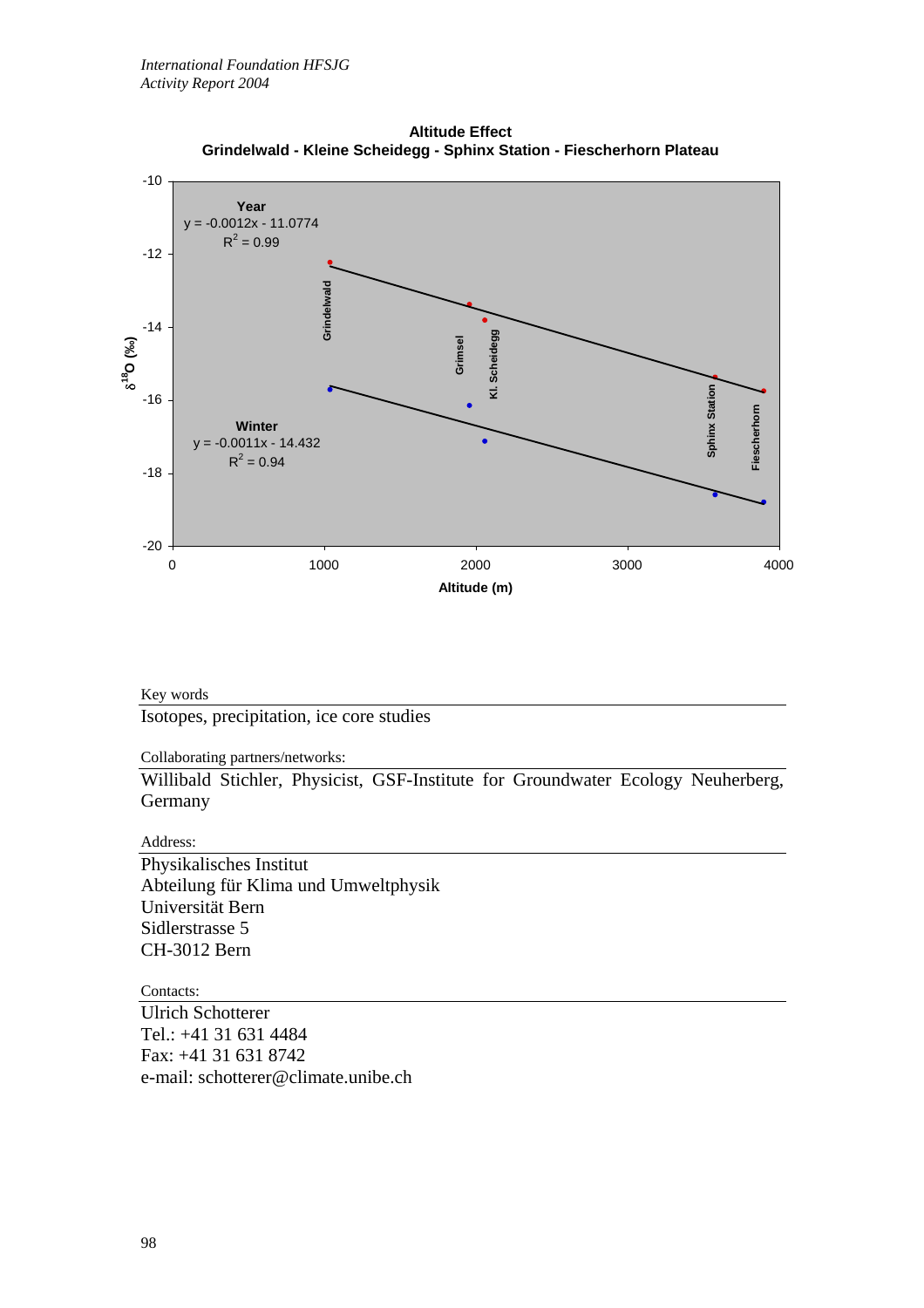**Altitude Effect**
**Grindelwald - Kleine Scheidegg - Sphinx Station - Fiescherhorn Plateau**

Year
$y = -0.0012x - 11.0774$
$R^2 = 0.99$

Winter
$y = -0.0011x - 14.432$
$R^2 = 0.94$

Grindelwald
Grimsel
Kl. Scheidegg
Sphinx Station
Fiescherhorn

$\delta^{18}O$ (‰)

-10
-12
-14
-16
-18
-20

0
1000
2000
3000
4000

Altitude (m)

Key words

Isotopes, precipitation, ice core studies

Collaborating partners/networks:

Willibald Stichler, Physicist, GSF-Institute for Groundwater Ecology Neuherberg, Germany

Address:

Physikalisches Institut
Abteilung für Klima und Umweltphysik
Universität Bern
Sidlerstrasse 5
CH-3012 Bern

Contacts:

Ulrich Schotterer
Tel.: +41 31 631 4484
Fax: +41 31 631 8742
e-mail: schotterer@climate.unibe.ch